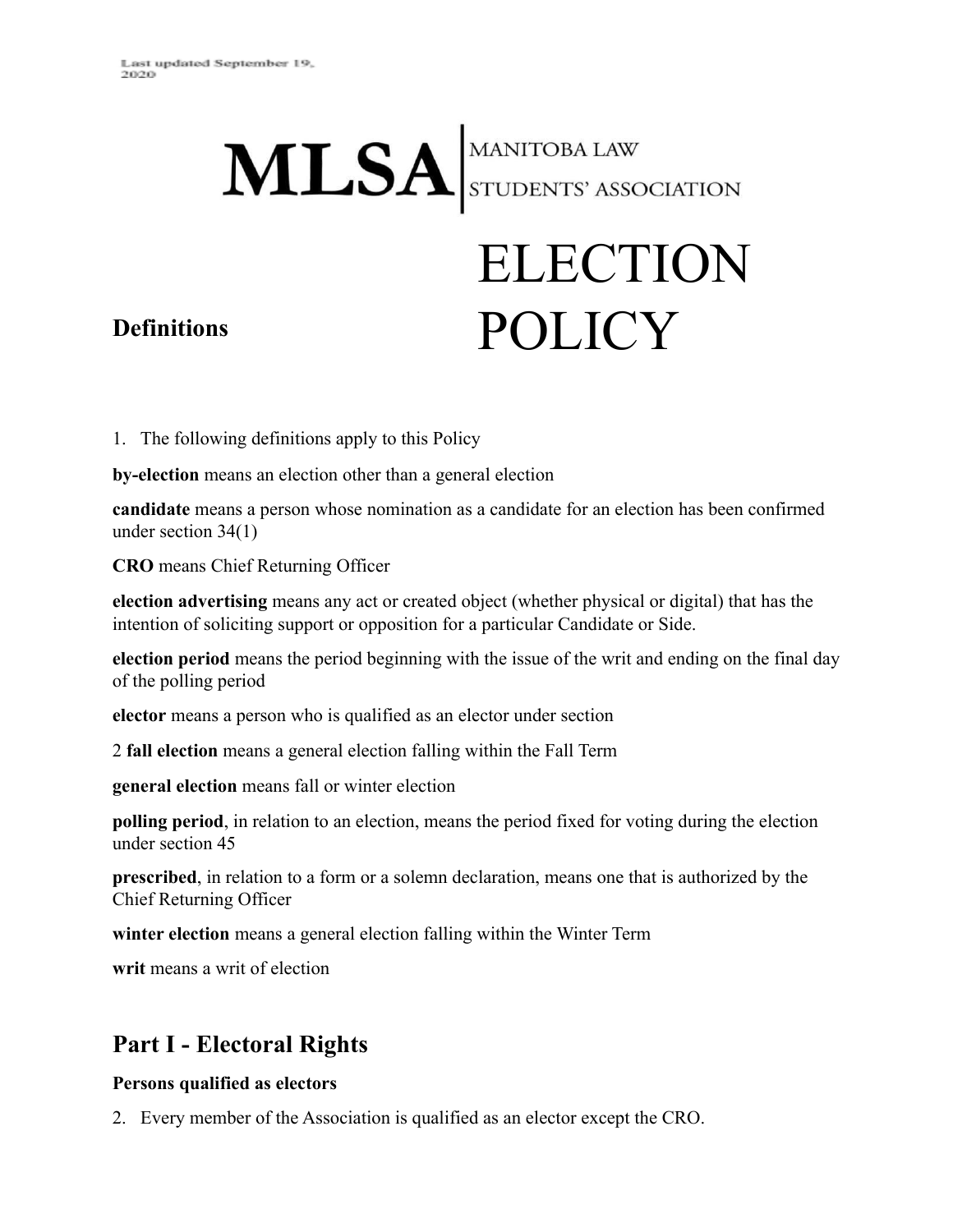Last updated September 19, 2020

# MLSA | MANITOBA LAW STUDENTS' ASSOCIATION

# ELECTION POLICY

### Definitions

1. The following definitions apply to this Policy

**by-election** means an election other than a general election

**candidate** means a person whose nomination as a candidate for an election has been confirmed under section 34(1)

**CRO** means Chief Returning Officer

**election advertising** means any act or created object (whether physical or digital) that has the intention of soliciting support or opposition for a particular Candidate or Side.

**election period** means the period beginning with the issue of the writ and ending on the final day of the polling period

**elector** means a person who is qualified as an elector under section

2 **fall election** means a general election falling within the Fall Term

**general election** means fall or winter election

**polling period**, in relation to an election, means the period fixed for voting during the election under section 45

**prescribed**, in relation to a form or a solemn declaration, means one that is authorized by the Chief Returning Officer

**winter election** means a general election falling within the Winter Term

**writ** means a writ of election

## Part I - Electoral Rights

**Persons qualified as electors**

2. Every member of the Association is qualified as an elector except the CRO.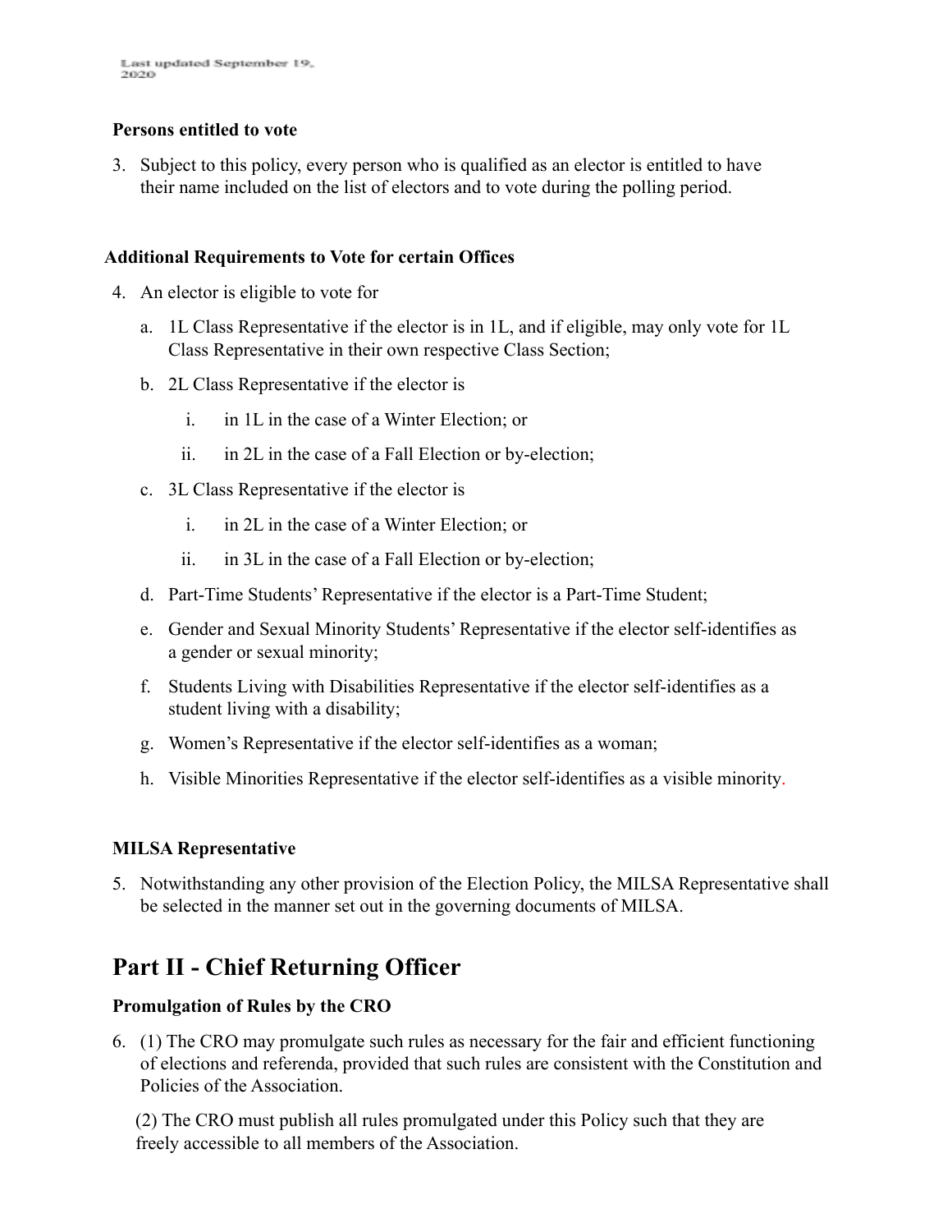**Persons entitled to vote**

3. Subject to this policy, every person who is qualified as an elector is entitled to have their name included on the list of electors and to vote during the polling period.

**Additional Requirements to Vote for certain Offices**

4. An elector is eligible to vote for
   a. 1L Class Representative if the elector is in 1L, and if eligible, may only vote for 1L Class Representative in their own respective Class Section;
   b. 2L Class Representative if the elector is
      i. in 1L in the case of a Winter Election; or
      ii. in 2L in the case of a Fall Election or by-election;
   c. 3L Class Representative if the elector is
      i. in 2L in the case of a Winter Election; or
      ii. in 3L in the case of a Fall Election or by-election;
   d. Part-Time Students' Representative if the elector is a Part-Time Student;
   e. Gender and Sexual Minority Students' Representative if the elector self-identifies as a gender or sexual minority;
   f. Students Living with Disabilities Representative if the elector self-identifies as a student living with a disability;
   g. Women's Representative if the elector self-identifies as a woman;
   h. Visible Minorities Representative if the elector self-identifies as a visible minority.

**MILSA Representative**

5. Notwithstanding any other provision of the Election Policy, the MILSA Representative shall be selected in the manner set out in the governing documents of MILSA.

## Part II - Chief Returning Officer

**Promulgation of Rules by the CRO**

6. (1) The CRO may promulgate such rules as necessary for the fair and efficient functioning of elections and referenda, provided that such rules are consistent with the Constitution and Policies of the Association.

   (2) The CRO must publish all rules promulgated under this Policy such that they are freely accessible to all members of the Association.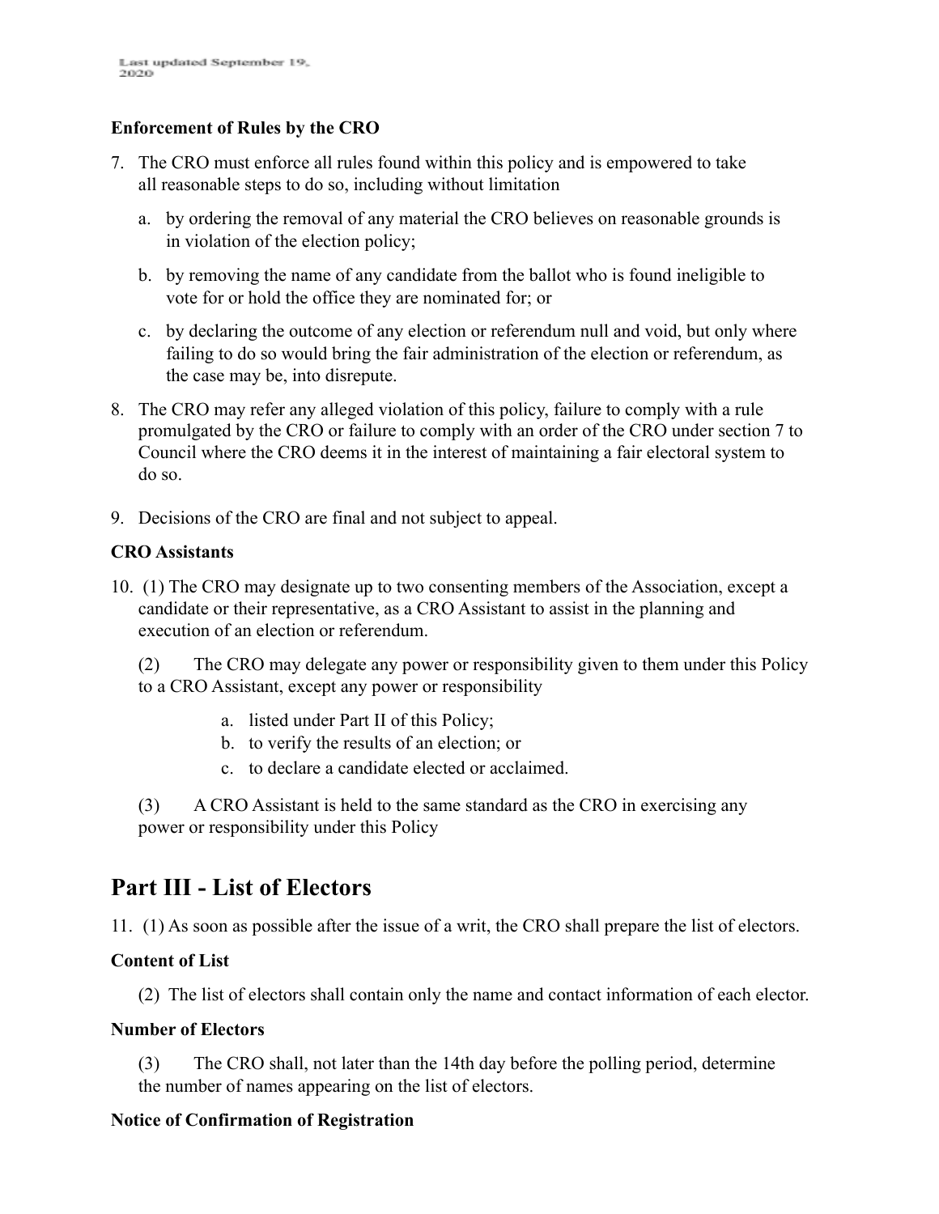**Enforcement of Rules by the CRO**

7. The CRO must enforce all rules found within this policy and is empowered to take all reasonable steps to do so, including without limitation

   a. by ordering the removal of any material the CRO believes on reasonable grounds is in violation of the election policy;

   b. by removing the name of any candidate from the ballot who is found ineligible to vote for or hold the office they are nominated for; or

   c. by declaring the outcome of any election or referendum null and void, but only where failing to do so would bring the fair administration of the election or referendum, as the case may be, into disrepute.

8. The CRO may refer any alleged violation of this policy, failure to comply with a rule promulgated by the CRO or failure to comply with an order of the CRO under section 7 to Council where the CRO deems it in the interest of maintaining a fair electoral system to do so.

9. Decisions of the CRO are final and not subject to appeal.

**CRO Assistants**

10. (1) The CRO may designate up to two consenting members of the Association, except a candidate or their representative, as a CRO Assistant to assist in the planning and execution of an election or referendum.

    (2) The CRO may delegate any power or responsibility given to them under this Policy to a CRO Assistant, except any power or responsibility

    a. listed under Part II of this Policy;
    b. to verify the results of an election; or
    c. to declare a candidate elected or acclaimed.

    (3) A CRO Assistant is held to the same standard as the CRO in exercising any power or responsibility under this Policy

# Part III - List of Electors

11. (1) As soon as possible after the issue of a writ, the CRO shall prepare the list of electors.

**Content of List**

(2) The list of electors shall contain only the name and contact information of each elector.

**Number of Electors**

(3) The CRO shall, not later than the 14th day before the polling period, determine the number of names appearing on the list of electors.

**Notice of Confirmation of Registration**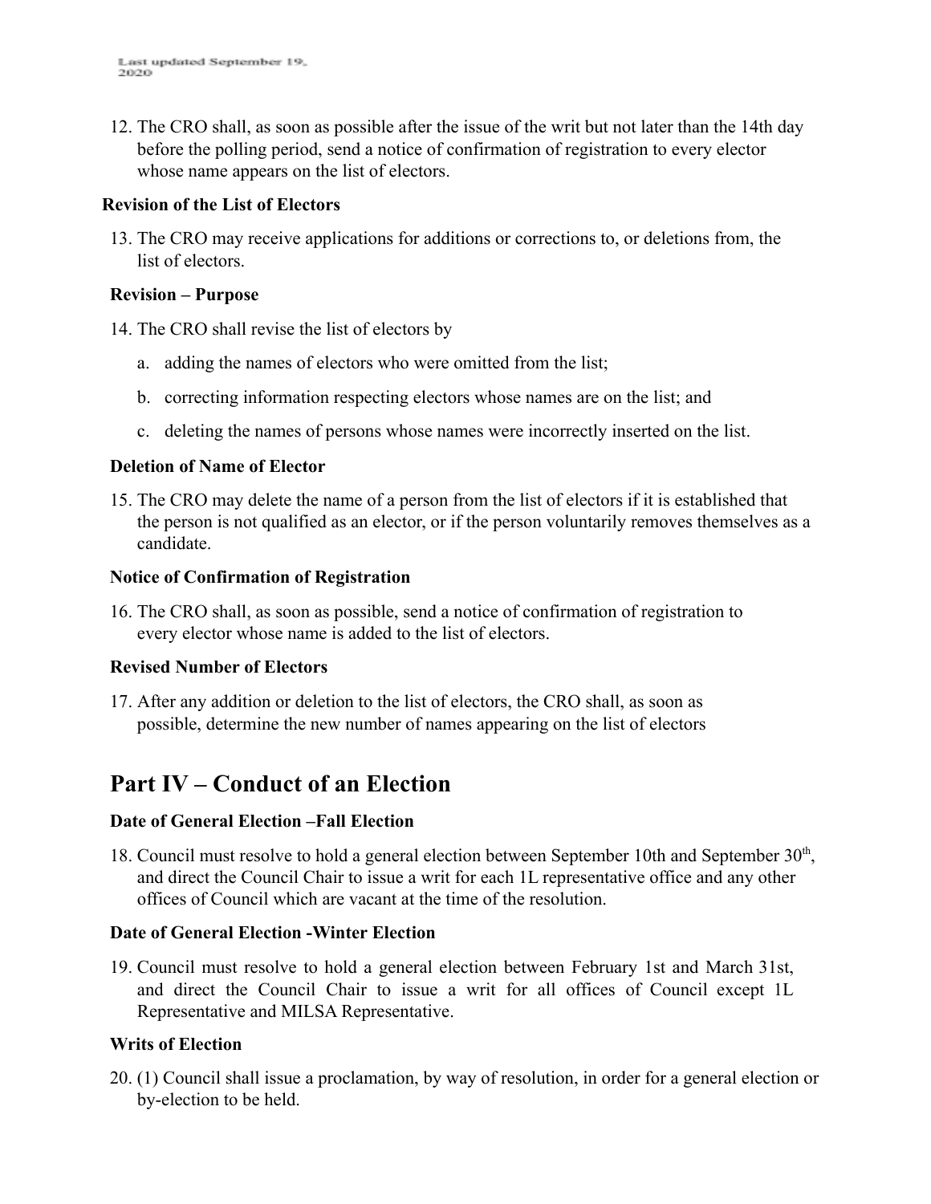12. The CRO shall, as soon as possible after the issue of the writ but not later than the 14th day before the polling period, send a notice of confirmation of registration to every elector whose name appears on the list of electors.

**Revision of the List of Electors**

13. The CRO may receive applications for additions or corrections to, or deletions from, the list of electors.

**Revision – Purpose**

14. The CRO shall revise the list of electors by

    a. adding the names of electors who were omitted from the list;

    b. correcting information respecting electors whose names are on the list; and

    c. deleting the names of persons whose names were incorrectly inserted on the list.

**Deletion of Name of Elector**

15. The CRO may delete the name of a person from the list of electors if it is established that the person is not qualified as an elector, or if the person voluntarily removes themselves as a candidate.

**Notice of Confirmation of Registration**

16. The CRO shall, as soon as possible, send a notice of confirmation of registration to every elector whose name is added to the list of electors.

**Revised Number of Electors**

17. After any addition or deletion to the list of electors, the CRO shall, as soon as possible, determine the new number of names appearing on the list of electors

## Part IV – Conduct of an Election

**Date of General Election –Fall Election**

18. Council must resolve to hold a general election between September 10th and September 30th, and direct the Council Chair to issue a writ for each 1L representative office and any other offices of Council which are vacant at the time of the resolution.

**Date of General Election -Winter Election**

19. Council must resolve to hold a general election between February 1st and March 31st, and direct the Council Chair to issue a writ for all offices of Council except 1L Representative and MILSA Representative.

**Writs of Election**

20. (1) Council shall issue a proclamation, by way of resolution, in order for a general election or by-election to be held.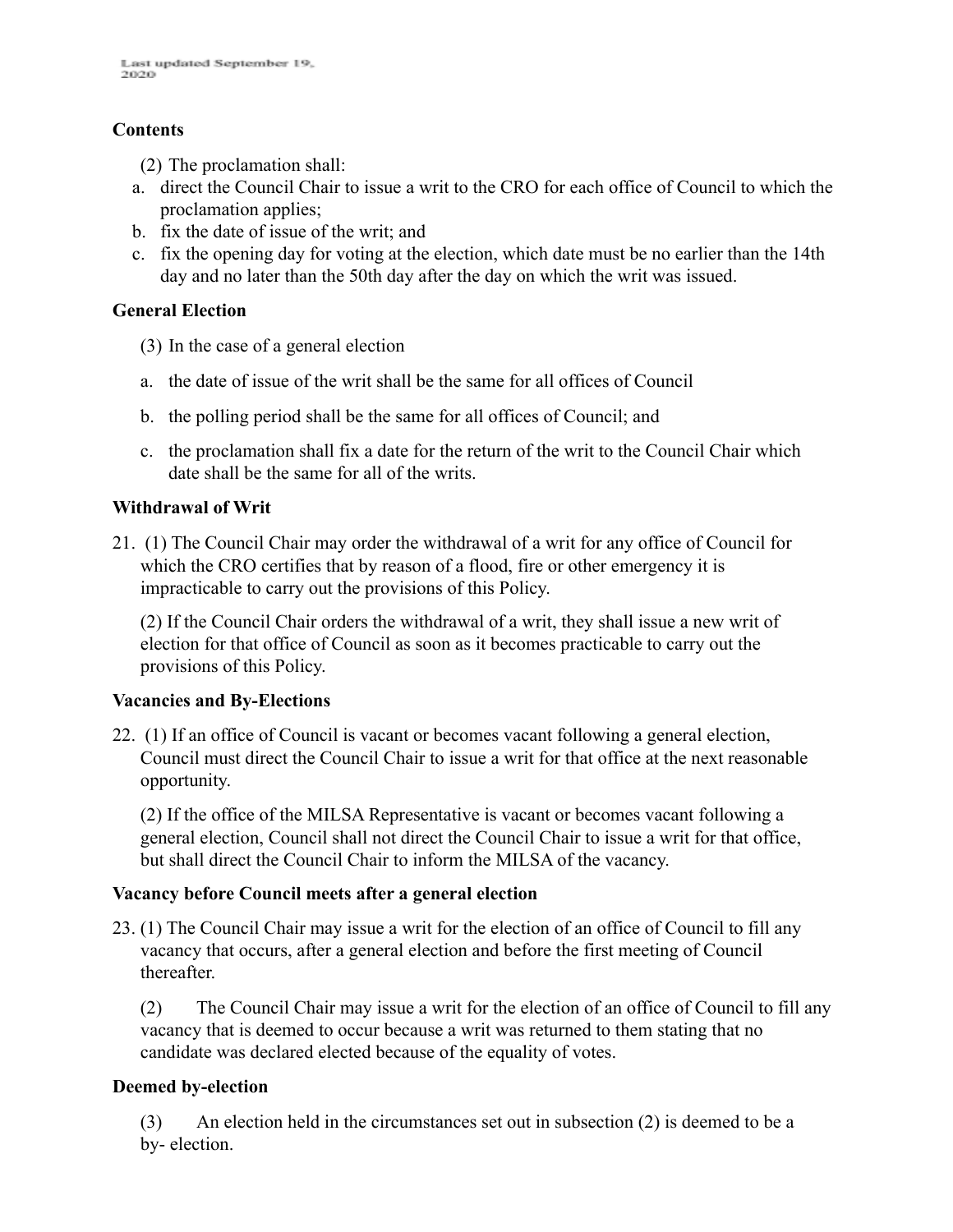**Contents**

(2) The proclamation shall:

a. direct the Council Chair to issue a writ to the CRO for each office of Council to which the proclamation applies;
b. fix the date of issue of the writ; and
c. fix the opening day for voting at the election, which date must be no earlier than the 14th day and no later than the 50th day after the day on which the writ was issued.

**General Election**

(3) In the case of a general election

a. the date of issue of the writ shall be the same for all offices of Council
b. the polling period shall be the same for all offices of Council; and
c. the proclamation shall fix a date for the return of the writ to the Council Chair which date shall be the same for all of the writs.

**Withdrawal of Writ**

21. (1) The Council Chair may order the withdrawal of a writ for any office of Council for which the CRO certifies that by reason of a flood, fire or other emergency it is impracticable to carry out the provisions of this Policy.

(2) If the Council Chair orders the withdrawal of a writ, they shall issue a new writ of election for that office of Council as soon as it becomes practicable to carry out the provisions of this Policy.

**Vacancies and By-Elections**

22. (1) If an office of Council is vacant or becomes vacant following a general election, Council must direct the Council Chair to issue a writ for that office at the next reasonable opportunity.

(2) If the office of the MILSA Representative is vacant or becomes vacant following a general election, Council shall not direct the Council Chair to issue a writ for that office, but shall direct the Council Chair to inform the MILSA of the vacancy.

**Vacancy before Council meets after a general election**

23. (1) The Council Chair may issue a writ for the election of an office of Council to fill any vacancy that occurs, after a general election and before the first meeting of Council thereafter.

(2) The Council Chair may issue a writ for the election of an office of Council to fill any vacancy that is deemed to occur because a writ was returned to them stating that no candidate was declared elected because of the equality of votes.

**Deemed by-election**

(3) An election held in the circumstances set out in subsection (2) is deemed to be a by- election.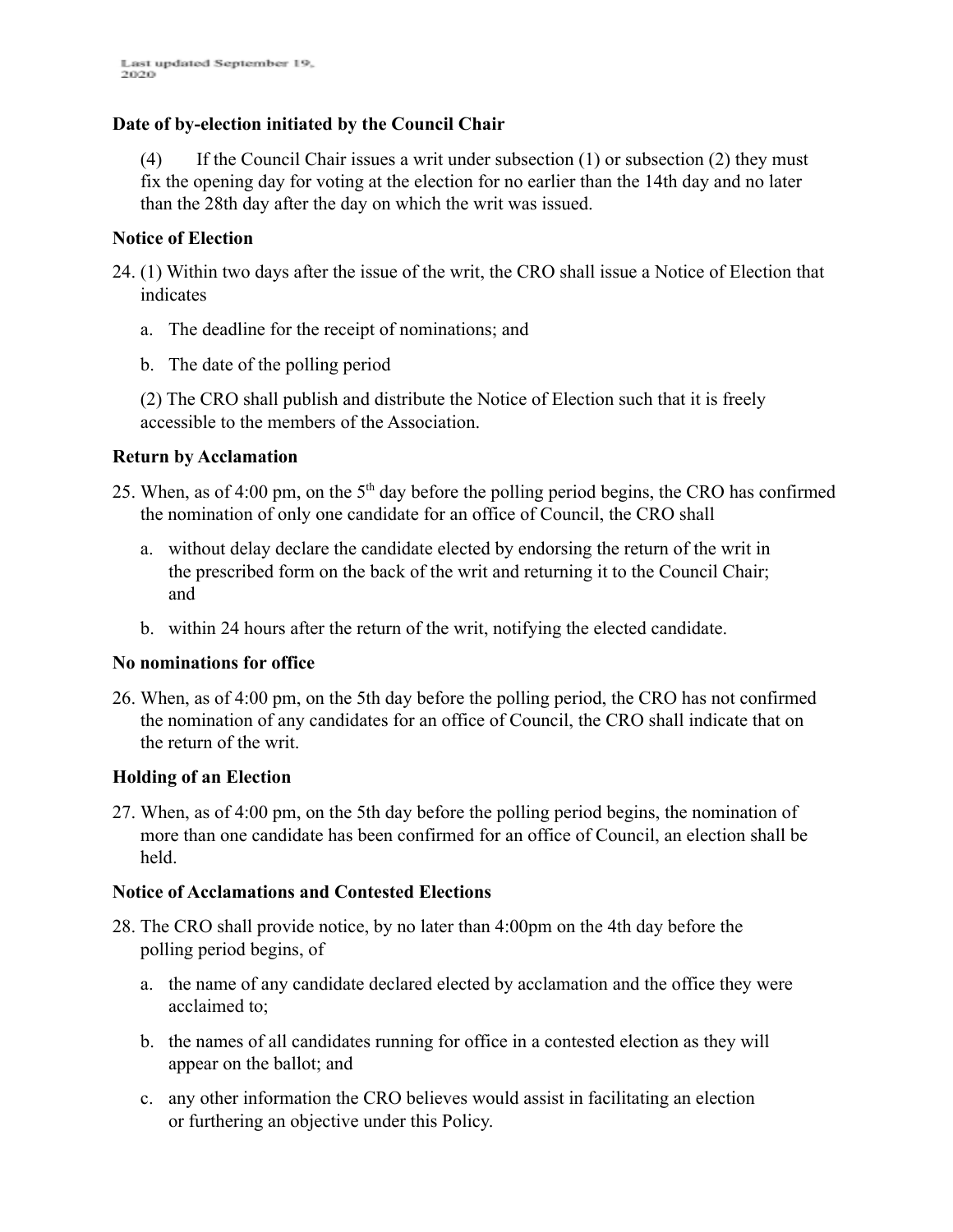**Date of by-election initiated by the Council Chair**

(4) If the Council Chair issues a writ under subsection (1) or subsection (2) they must fix the opening day for voting at the election for no earlier than the 14th day and no later than the 28th day after the day on which the writ was issued.

**Notice of Election**

24. (1) Within two days after the issue of the writ, the CRO shall issue a Notice of Election that indicates

   a. The deadline for the receipt of nominations; and

   b. The date of the polling period

   (2) The CRO shall publish and distribute the Notice of Election such that it is freely accessible to the members of the Association.

**Return by Acclamation**

25. When, as of 4:00 pm, on the 5th day before the polling period begins, the CRO has confirmed the nomination of only one candidate for an office of Council, the CRO shall

   a. without delay declare the candidate elected by endorsing the return of the writ in the prescribed form on the back of the writ and returning it to the Council Chair; and

   b. within 24 hours after the return of the writ, notifying the elected candidate.

**No nominations for office**

26. When, as of 4:00 pm, on the 5th day before the polling period, the CRO has not confirmed the nomination of any candidates for an office of Council, the CRO shall indicate that on the return of the writ.

**Holding of an Election**

27. When, as of 4:00 pm, on the 5th day before the polling period begins, the nomination of more than one candidate has been confirmed for an office of Council, an election shall be held.

**Notice of Acclamations and Contested Elections**

28. The CRO shall provide notice, by no later than 4:00pm on the 4th day before the polling period begins, of

   a. the name of any candidate declared elected by acclamation and the office they were acclaimed to;

   b. the names of all candidates running for office in a contested election as they will appear on the ballot; and

   c. any other information the CRO believes would assist in facilitating an election or furthering an objective under this Policy.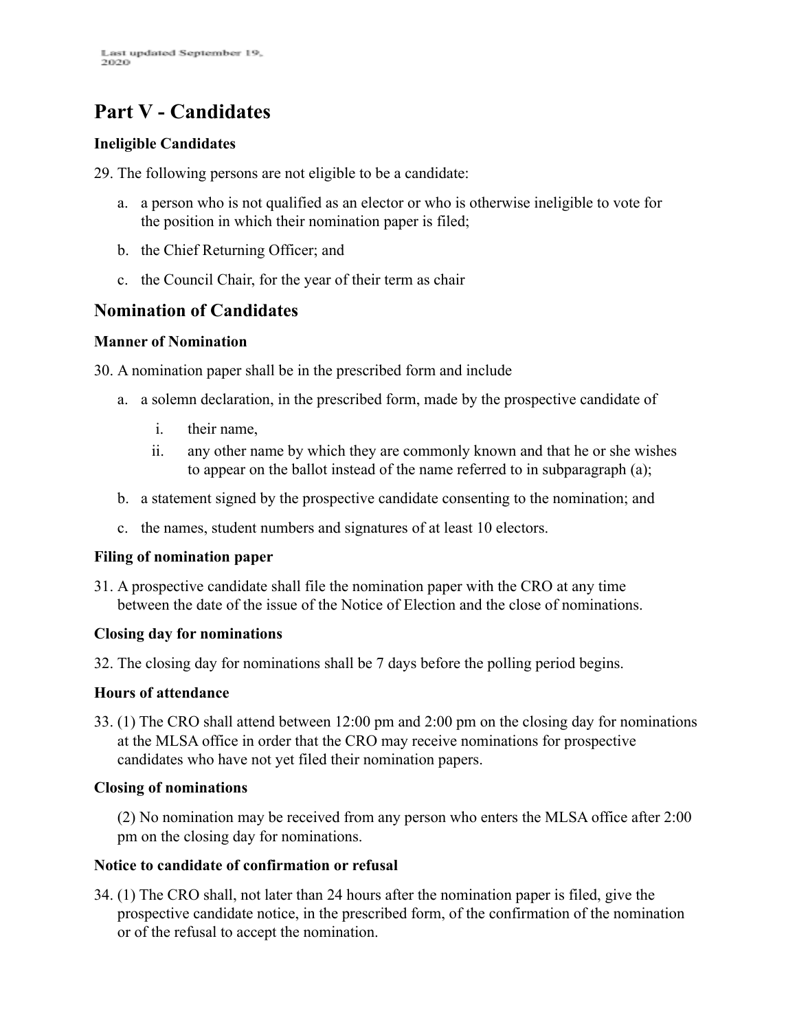# Part V - Candidates

### Ineligible Candidates

29. The following persons are not eligible to be a candidate:

   a. a person who is not qualified as an elector or who is otherwise ineligible to vote for the position in which their nomination paper is filed;

   b. the Chief Returning Officer; and

   c. the Council Chair, for the year of their term as chair

## Nomination of Candidates

### Manner of Nomination

30. A nomination paper shall be in the prescribed form and include

   a. a solemn declaration, in the prescribed form, made by the prospective candidate of

      i. their name,

      ii. any other name by which they are commonly known and that he or she wishes to appear on the ballot instead of the name referred to in subparagraph (a);

   b. a statement signed by the prospective candidate consenting to the nomination; and

   c. the names, student numbers and signatures of at least 10 electors.

### Filing of nomination paper

31. A prospective candidate shall file the nomination paper with the CRO at any time between the date of the issue of the Notice of Election and the close of nominations.

### Closing day for nominations

32. The closing day for nominations shall be 7 days before the polling period begins.

### Hours of attendance

33. (1) The CRO shall attend between 12:00 pm and 2:00 pm on the closing day for nominations at the MLSA office in order that the CRO may receive nominations for prospective candidates who have not yet filed their nomination papers.

### Closing of nominations

(2) No nomination may be received from any person who enters the MLSA office after 2:00 pm on the closing day for nominations.

### Notice to candidate of confirmation or refusal

34. (1) The CRO shall, not later than 24 hours after the nomination paper is filed, give the prospective candidate notice, in the prescribed form, of the confirmation of the nomination or of the refusal to accept the nomination.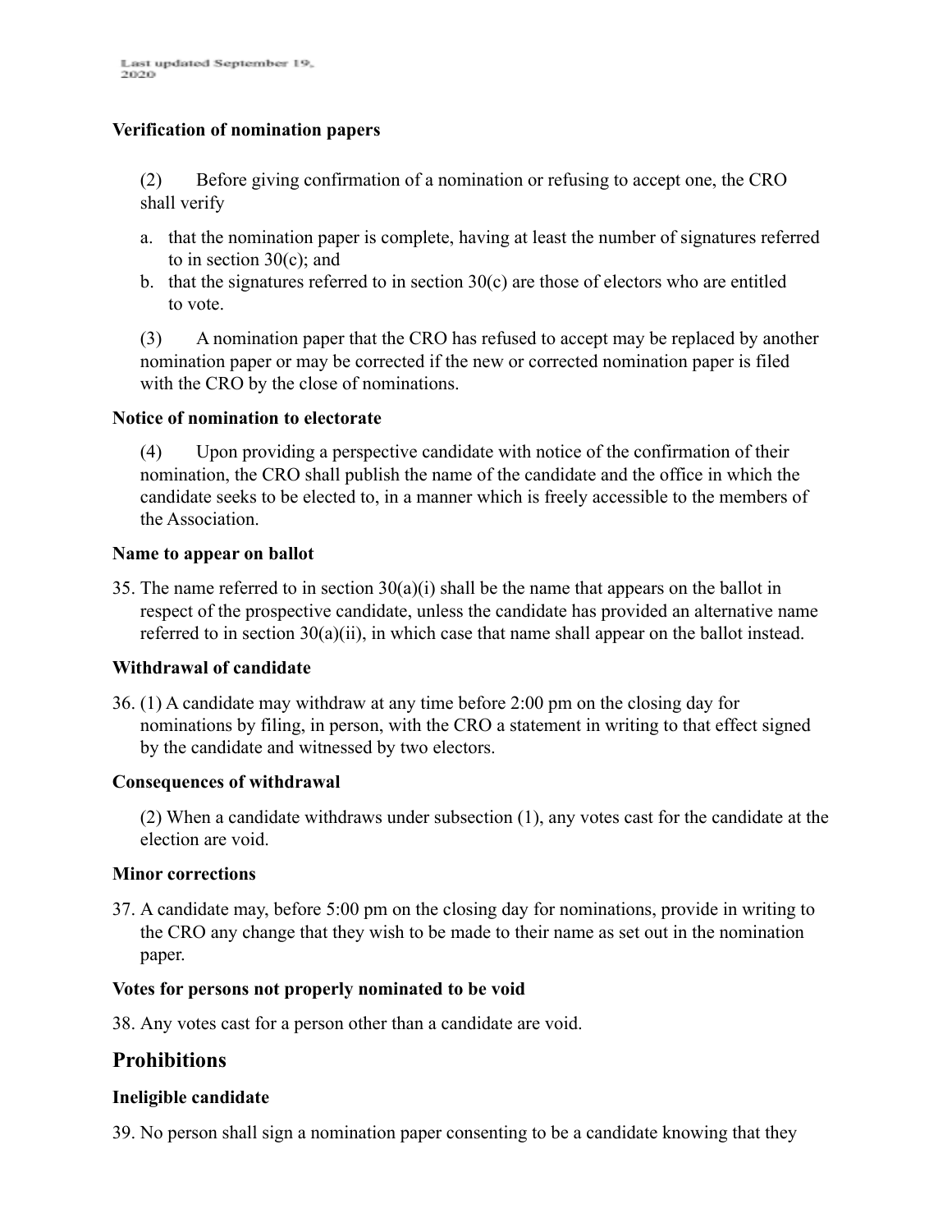**Verification of nomination papers**

(2) Before giving confirmation of a nomination or refusing to accept one, the CRO shall verify

a. that the nomination paper is complete, having at least the number of signatures referred to in section 30(c); and
b. that the signatures referred to in section 30(c) are those of electors who are entitled to vote.

(3) A nomination paper that the CRO has refused to accept may be replaced by another nomination paper or may be corrected if the new or corrected nomination paper is filed with the CRO by the close of nominations.

**Notice of nomination to electorate**

(4) Upon providing a perspective candidate with notice of the confirmation of their nomination, the CRO shall publish the name of the candidate and the office in which the candidate seeks to be elected to, in a manner which is freely accessible to the members of the Association.

**Name to appear on ballot**

35. The name referred to in section 30(a)(i) shall be the name that appears on the ballot in respect of the prospective candidate, unless the candidate has provided an alternative name referred to in section 30(a)(ii), in which case that name shall appear on the ballot instead.

**Withdrawal of candidate**

36. (1) A candidate may withdraw at any time before 2:00 pm on the closing day for nominations by filing, in person, with the CRO a statement in writing to that effect signed by the candidate and witnessed by two electors.

**Consequences of withdrawal**

(2) When a candidate withdraws under subsection (1), any votes cast for the candidate at the election are void.

**Minor corrections**

37. A candidate may, before 5:00 pm on the closing day for nominations, provide in writing to the CRO any change that they wish to be made to their name as set out in the nomination paper.

**Votes for persons not properly nominated to be void**

38. Any votes cast for a person other than a candidate are void.

## Prohibitions

**Ineligible candidate**

39. No person shall sign a nomination paper consenting to be a candidate knowing that they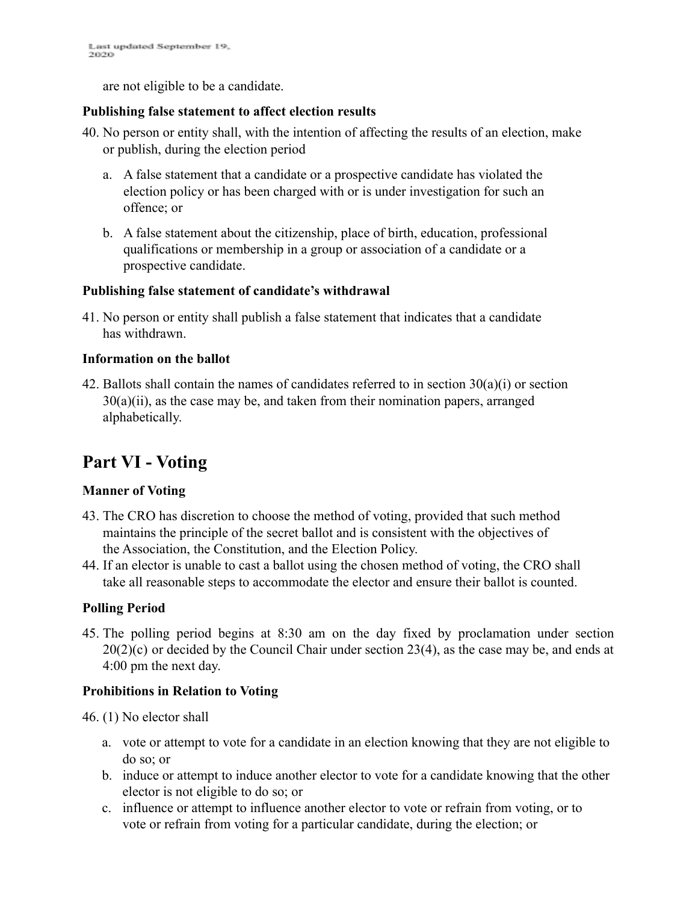are not eligible to be a candidate.

**Publishing false statement to affect election results**

40. No person or entity shall, with the intention of affecting the results of an election, make or publish, during the election period

    a. A false statement that a candidate or a prospective candidate has violated the election policy or has been charged with or is under investigation for such an offence; or

    b. A false statement about the citizenship, place of birth, education, professional qualifications or membership in a group or association of a candidate or a prospective candidate.

**Publishing false statement of candidate's withdrawal**

41. No person or entity shall publish a false statement that indicates that a candidate has withdrawn.

**Information on the ballot**

42. Ballots shall contain the names of candidates referred to in section 30(a)(i) or section 30(a)(ii), as the case may be, and taken from their nomination papers, arranged alphabetically.

## Part VI - Voting

**Manner of Voting**

43. The CRO has discretion to choose the method of voting, provided that such method maintains the principle of the secret ballot and is consistent with the objectives of the Association, the Constitution, and the Election Policy.
44. If an elector is unable to cast a ballot using the chosen method of voting, the CRO shall take all reasonable steps to accommodate the elector and ensure their ballot is counted.

**Polling Period**

45. The polling period begins at 8:30 am on the day fixed by proclamation under section 20(2)(c) or decided by the Council Chair under section 23(4), as the case may be, and ends at 4:00 pm the next day.

**Prohibitions in Relation to Voting**

46. (1) No elector shall

    a. vote or attempt to vote for a candidate in an election knowing that they are not eligible to do so; or
    b. induce or attempt to induce another elector to vote for a candidate knowing that the other elector is not eligible to do so; or
    c. influence or attempt to influence another elector to vote or refrain from voting, or to vote or refrain from voting for a particular candidate, during the election; or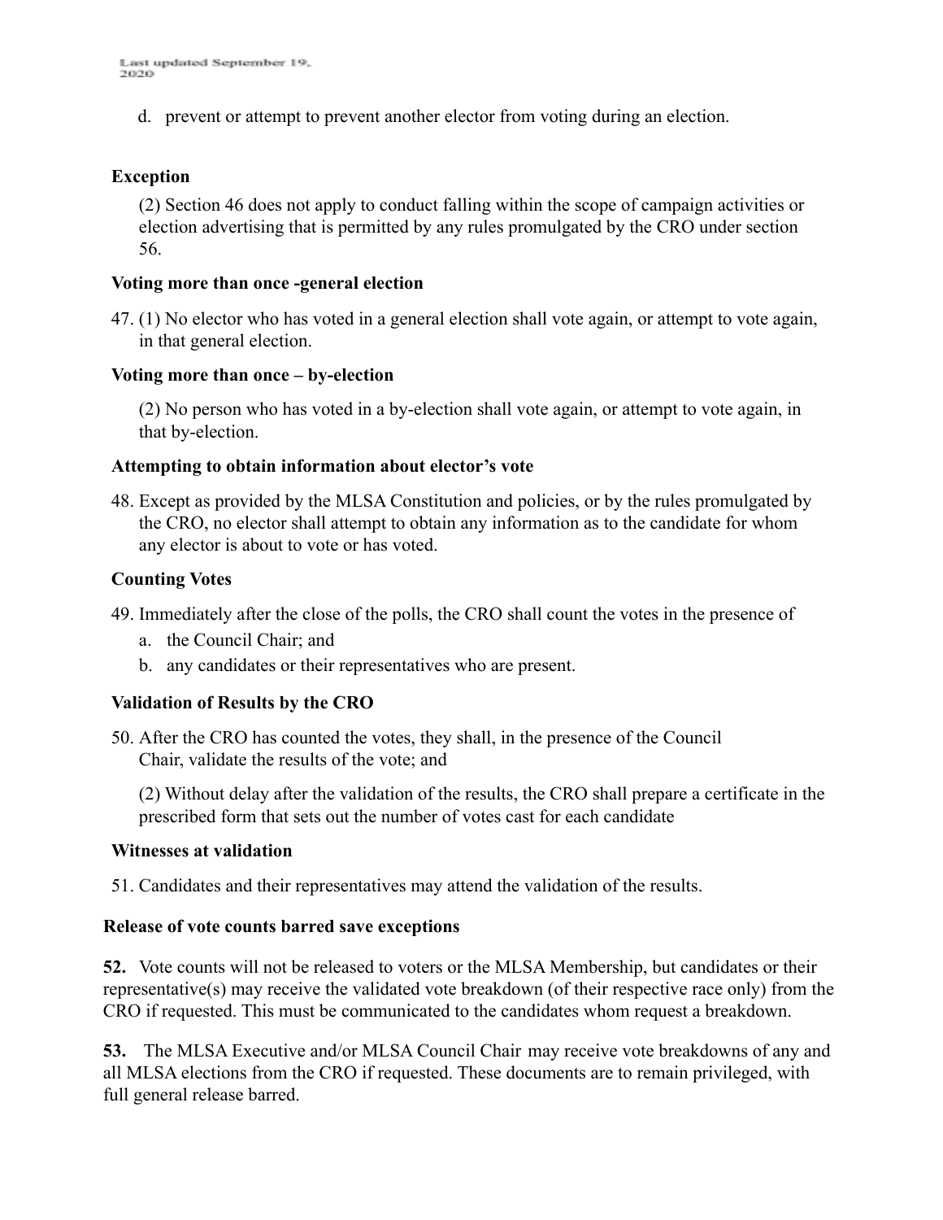d. prevent or attempt to prevent another elector from voting during an election.

**Exception**

(2) Section 46 does not apply to conduct falling within the scope of campaign activities or election advertising that is permitted by any rules promulgated by the CRO under section 56.

**Voting more than once -general election**

47. (1) No elector who has voted in a general election shall vote again, or attempt to vote again, in that general election.

**Voting more than once – by-election**

(2) No person who has voted in a by-election shall vote again, or attempt to vote again, in that by-election.

**Attempting to obtain information about elector's vote**

48. Except as provided by the MLSA Constitution and policies, or by the rules promulgated by the CRO, no elector shall attempt to obtain any information as to the candidate for whom any elector is about to vote or has voted.

**Counting Votes**

49. Immediately after the close of the polls, the CRO shall count the votes in the presence of
   a. the Council Chair; and
   b. any candidates or their representatives who are present.

**Validation of Results by the CRO**

50. After the CRO has counted the votes, they shall, in the presence of the Council Chair, validate the results of the vote; and

(2) Without delay after the validation of the results, the CRO shall prepare a certificate in the prescribed form that sets out the number of votes cast for each candidate

**Witnesses at validation**

51. Candidates and their representatives may attend the validation of the results.

**Release of vote counts barred save exceptions**

**52.** Vote counts will not be released to voters or the MLSA Membership, but candidates or their representative(s) may receive the validated vote breakdown (of their respective race only) from the CRO if requested. This must be communicated to the candidates whom request a breakdown.

**53.** The MLSA Executive and/or MLSA Council Chair may receive vote breakdowns of any and all MLSA elections from the CRO if requested. These documents are to remain privileged, with full general release barred.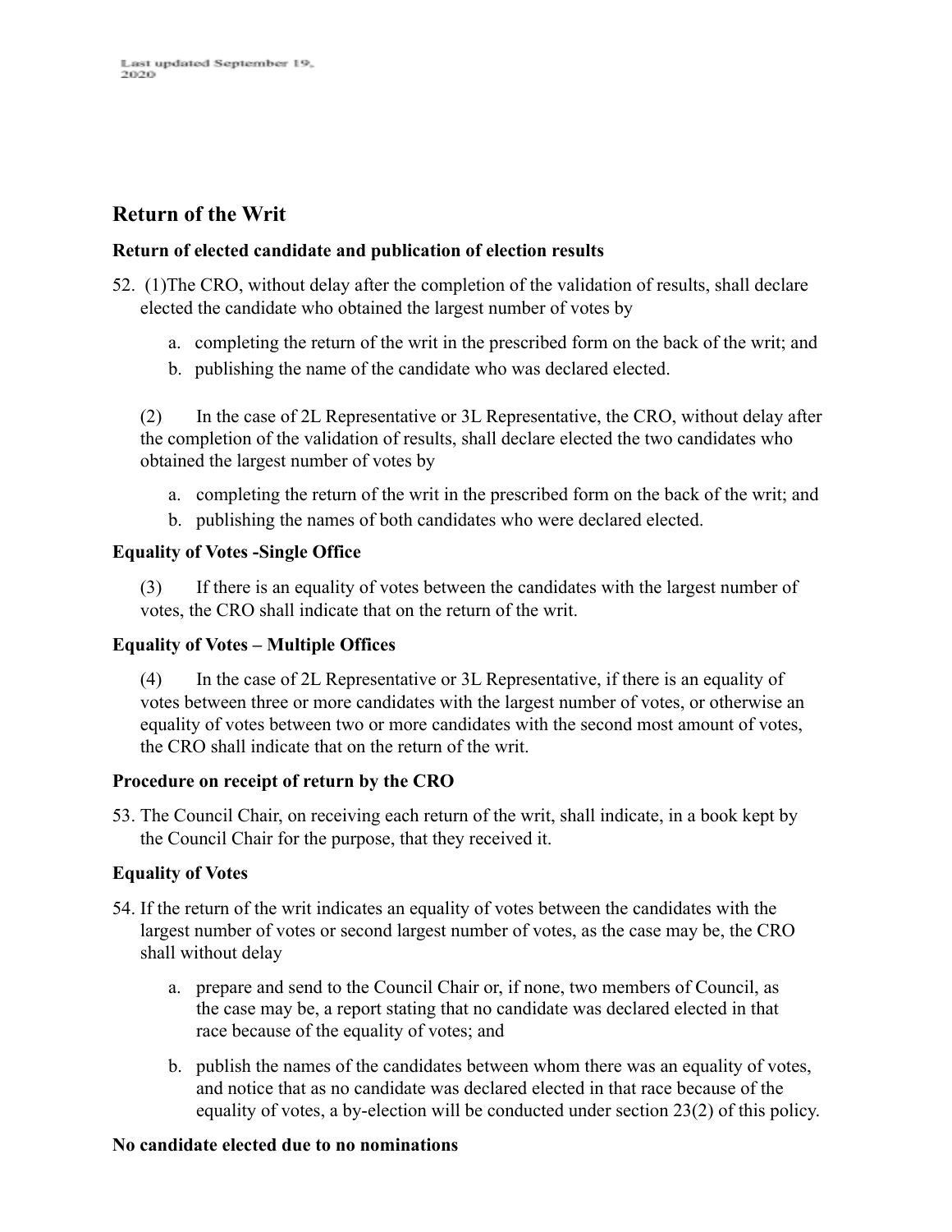## Return of the Writ

### Return of elected candidate and publication of election results

52. (1)The CRO, without delay after the completion of the validation of results, shall declare elected the candidate who obtained the largest number of votes by

    a. completing the return of the writ in the prescribed form on the back of the writ; and
    b. publishing the name of the candidate who was declared elected.

    (2) In the case of 2L Representative or 3L Representative, the CRO, without delay after the completion of the validation of results, shall declare elected the two candidates who obtained the largest number of votes by

    a. completing the return of the writ in the prescribed form on the back of the writ; and
    b. publishing the names of both candidates who were declared elected.

### Equality of Votes -Single Office

(3) If there is an equality of votes between the candidates with the largest number of votes, the CRO shall indicate that on the return of the writ.

### Equality of Votes – Multiple Offices

(4) In the case of 2L Representative or 3L Representative, if there is an equality of votes between three or more candidates with the largest number of votes, or otherwise an equality of votes between two or more candidates with the second most amount of votes, the CRO shall indicate that on the return of the writ.

### Procedure on receipt of return by the CRO

53. The Council Chair, on receiving each return of the writ, shall indicate, in a book kept by the Council Chair for the purpose, that they received it.

### Equality of Votes

54. If the return of the writ indicates an equality of votes between the candidates with the largest number of votes or second largest number of votes, as the case may be, the CRO shall without delay

    a. prepare and send to the Council Chair or, if none, two members of Council, as the case may be, a report stating that no candidate was declared elected in that race because of the equality of votes; and

    b. publish the names of the candidates between whom there was an equality of votes, and notice that as no candidate was declared elected in that race because of the equality of votes, a by-election will be conducted under section 23(2) of this policy.

### No candidate elected due to no nominations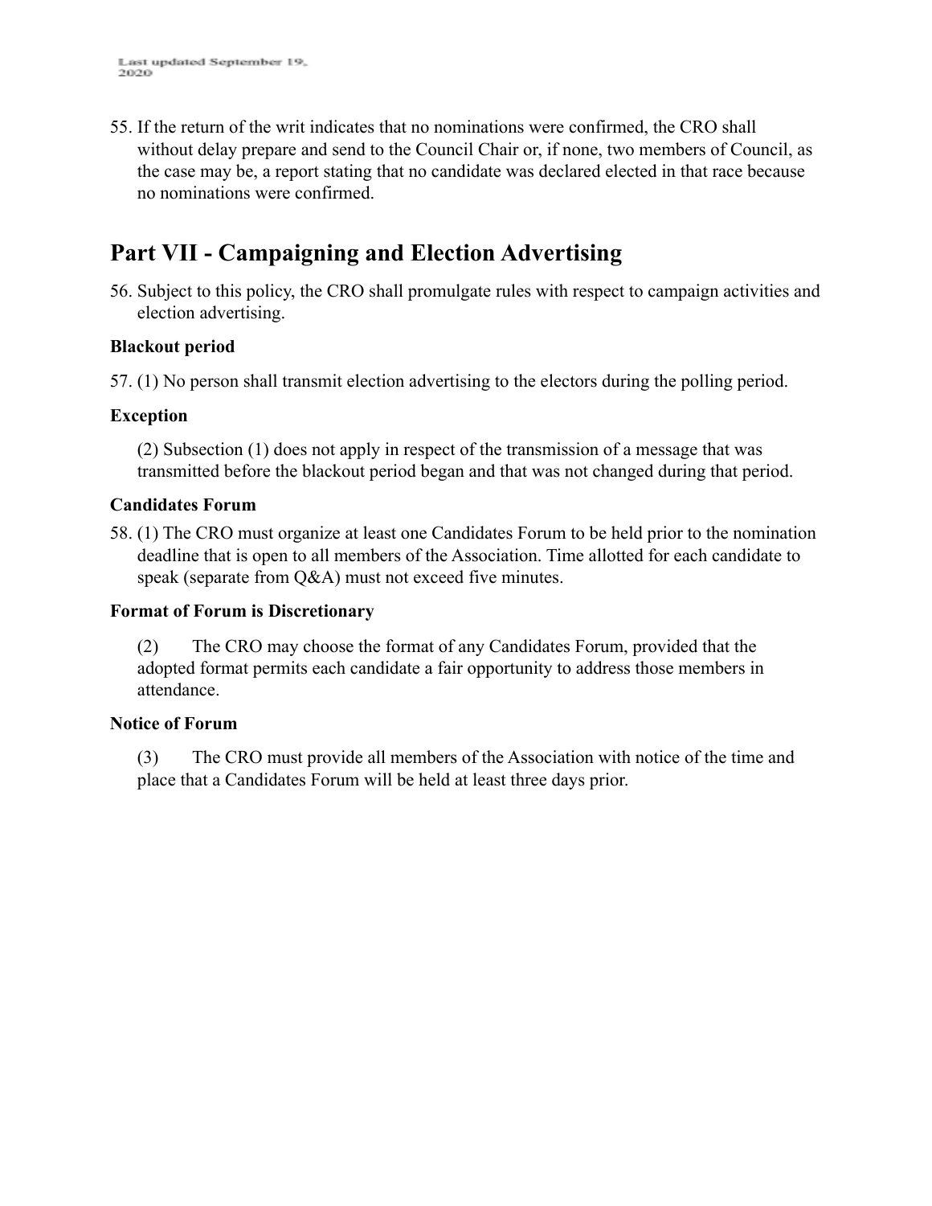55. If the return of the writ indicates that no nominations were confirmed, the CRO shall without delay prepare and send to the Council Chair or, if none, two members of Council, as the case may be, a report stating that no candidate was declared elected in that race because no nominations were confirmed.

## Part VII - Campaigning and Election Advertising

56. Subject to this policy, the CRO shall promulgate rules with respect to campaign activities and election advertising.

**Blackout period**

57. (1) No person shall transmit election advertising to the electors during the polling period.

**Exception**

(2) Subsection (1) does not apply in respect of the transmission of a message that was transmitted before the blackout period began and that was not changed during that period.

**Candidates Forum**

58. (1) The CRO must organize at least one Candidates Forum to be held prior to the nomination deadline that is open to all members of the Association. Time allotted for each candidate to speak (separate from Q&A) must not exceed five minutes.

**Format of Forum is Discretionary**

(2) The CRO may choose the format of any Candidates Forum, provided that the adopted format permits each candidate a fair opportunity to address those members in attendance.

**Notice of Forum**

(3) The CRO must provide all members of the Association with notice of the time and place that a Candidates Forum will be held at least three days prior.